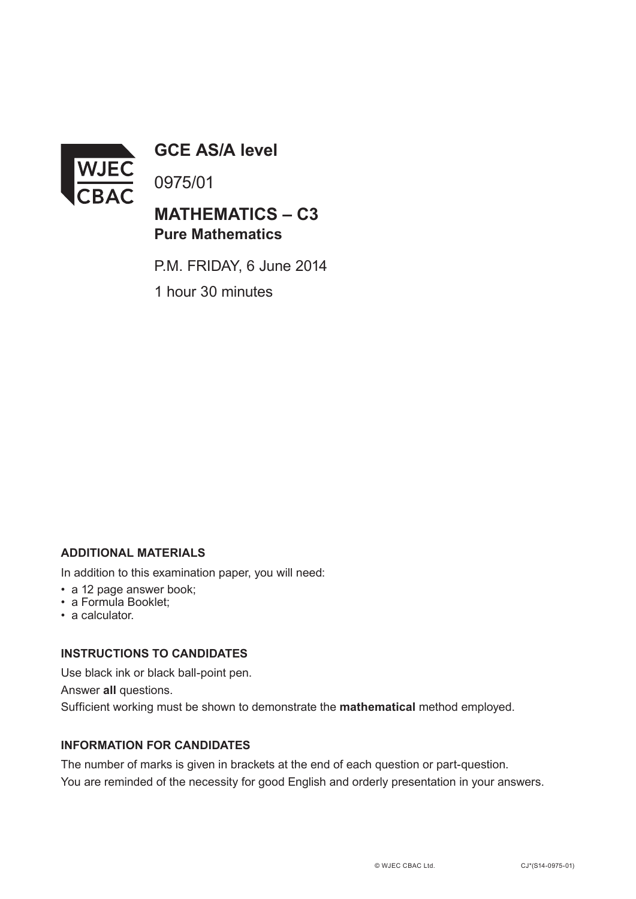# GCE AS/A level

0975/01

## MATHEMATICS – C3
### Pure Mathematics

P.M. FRIDAY, 6 June 2014

1 hour 30 minutes

**ADDITIONAL MATERIALS**

In addition to this examination paper, you will need:

- a 12 page answer book;
- a Formula Booklet;
- a calculator.

**INSTRUCTIONS TO CANDIDATES**

Use black ink or black ball-point pen.

Answer **all** questions.

Sufficient working must be shown to demonstrate the **mathematical** method employed.

**INFORMATION FOR CANDIDATES**

The number of marks is given in brackets at the end of each question or part-question.

You are reminded of the necessity for good English and orderly presentation in your answers.

© WJEC CBAC Ltd. CJ*(S14-0975-01)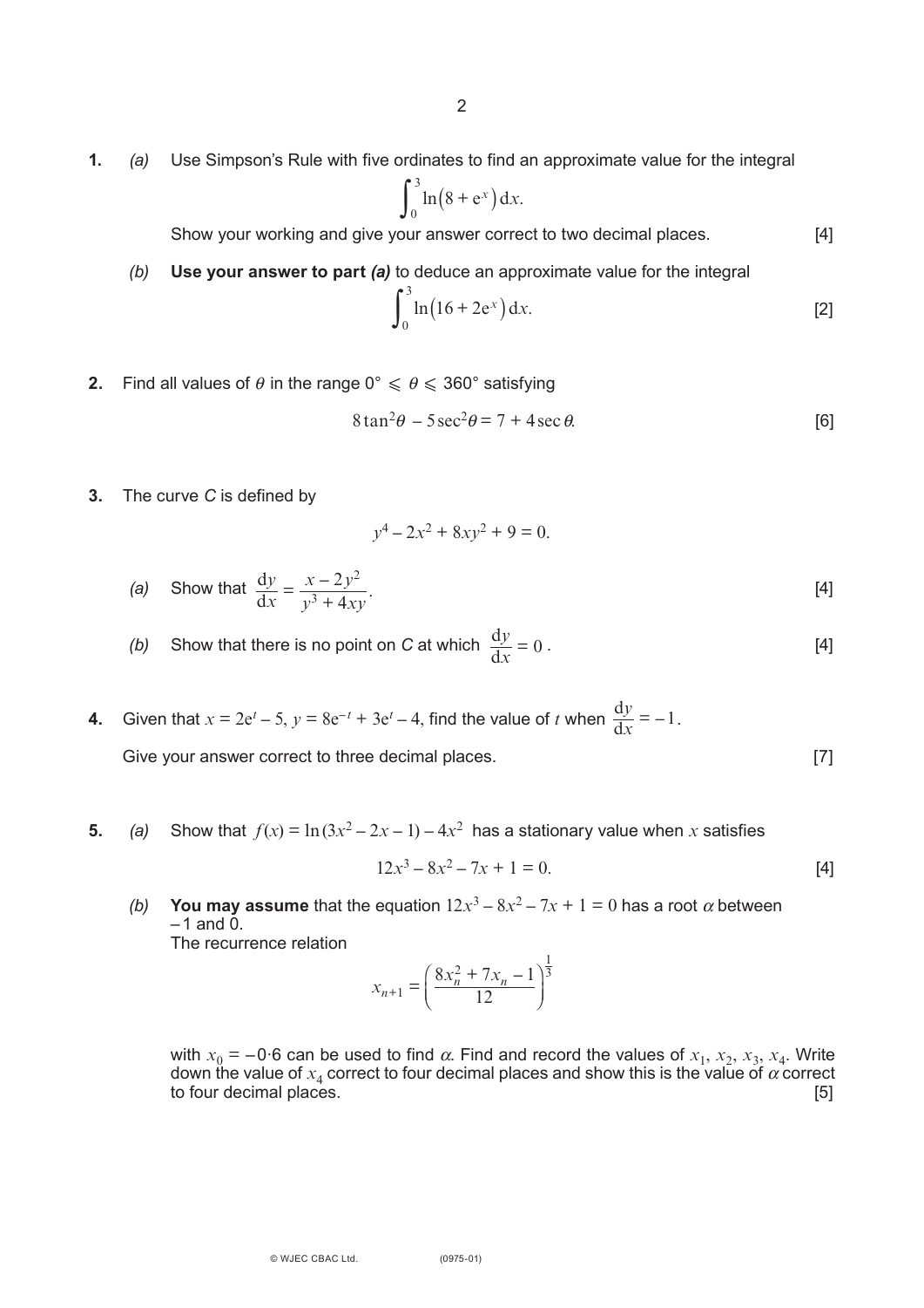**1.** *(a)* Use Simpson's Rule with five ordinates to find an approximate value for the integral

$$\int_0^3 \ln\left(8 + e^x\right) dx.$$

Show your working and give your answer correct to two decimal places. [4]

*(b)* **Use your answer to part *(a)*** to deduce an approximate value for the integral

$$\int_0^3 \ln\left(16 + 2e^x\right) dx.$$ [2]

**2.** Find all values of $\theta$ in the range $0° \leqslant \theta \leqslant 360°$ satisfying

$$8\tan^2\theta - 5\sec^2\theta = 7 + 4\sec\theta.$$ [6]

**3.** The curve *C* is defined by

$$y^4 - 2x^2 + 8xy^2 + 9 = 0.$$

*(a)* Show that $\dfrac{dy}{dx} = \dfrac{x - 2y^2}{y^3 + 4xy}$. [4]

*(b)* Show that there is no point on *C* at which $\dfrac{dy}{dx} = 0$. [4]

**4.** Given that $x = 2e^t - 5$, $y = 8e^{-t} + 3e^t - 4$, find the value of $t$ when $\dfrac{dy}{dx} = -1$.

Give your answer correct to three decimal places. [7]

**5.** *(a)* Show that $f(x) = \ln(3x^2 - 2x - 1) - 4x^2$ has a stationary value when $x$ satisfies

$$12x^3 - 8x^2 - 7x + 1 = 0.$$ [4]

*(b)* **You may assume** that the equation $12x^3 - 8x^2 - 7x + 1 = 0$ has a root $\alpha$ between $-1$ and $0$.
The recurrence relation

$$x_{n+1} = \left(\frac{8x_n^2 + 7x_n - 1}{12}\right)^{\frac{1}{3}}$$

with $x_0 = -0{\cdot}6$ can be used to find $\alpha$. Find and record the values of $x_1$, $x_2$, $x_3$, $x_4$. Write down the value of $x_4$ correct to four decimal places and show this is the value of $\alpha$ correct to four decimal places. [5]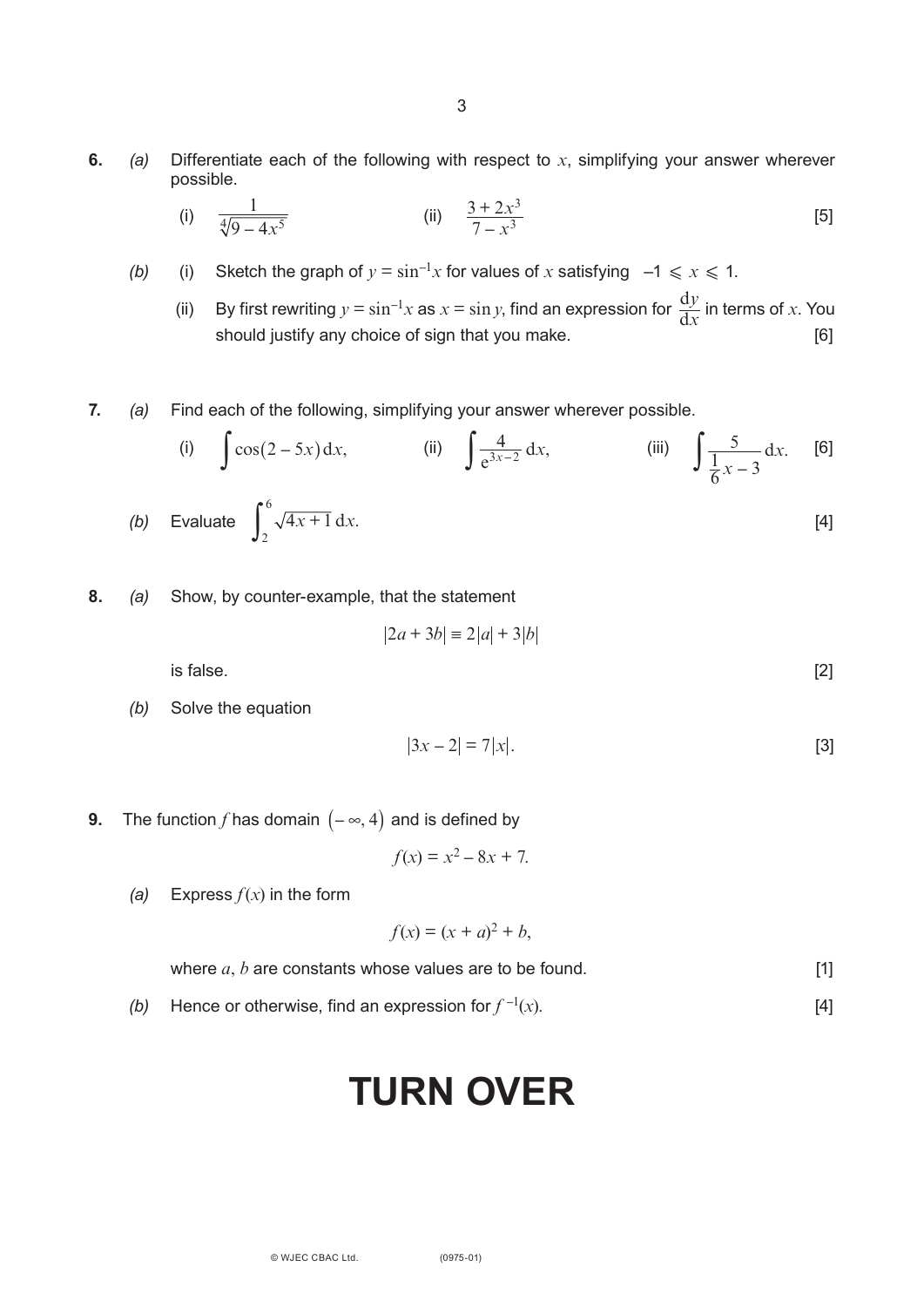**6.** *(a)* Differentiate each of the following with respect to $x$, simplifying your answer wherever possible.

(i) $\dfrac{1}{\sqrt[4]{9-4x^5}}$ (ii) $\dfrac{3+2x^3}{7-x^3}$ [5]

*(b)* (i) Sketch the graph of $y = \sin^{-1}x$ for values of $x$ satisfying $-1 \leqslant x \leqslant 1$.

(ii) By first rewriting $y = \sin^{-1}x$ as $x = \sin y$, find an expression for $\dfrac{dy}{dx}$ in terms of $x$. You should justify any choice of sign that you make. [6]

**7.** *(a)* Find each of the following, simplifying your answer wherever possible.

(i) $\displaystyle\int \cos(2-5x)\,dx$, (ii) $\displaystyle\int \frac{4}{e^{3x-2}}\,dx$, (iii) $\displaystyle\int \frac{5}{\frac{1}{6}x-3}\,dx$. [6]

*(b)* Evaluate $\displaystyle\int_2^6 \sqrt{4x+1}\,dx$. [4]

**8.** *(a)* Show, by counter-example, that the statement

$$|2a+3b| \equiv 2|a| + 3|b|$$

is false. [2]

*(b)* Solve the equation

$$|3x-2| = 7|x|.$$ [3]

**9.** The function $f$ has domain $(-\infty, 4)$ and is defined by

$$f(x) = x^2 - 8x + 7.$$

*(a)* Express $f(x)$ in the form

$$f(x) = (x+a)^2 + b,$$

where $a$, $b$ are constants whose values are to be found. [1]

*(b)* Hence or otherwise, find an expression for $f^{-1}(x)$. [4]

# TURN OVER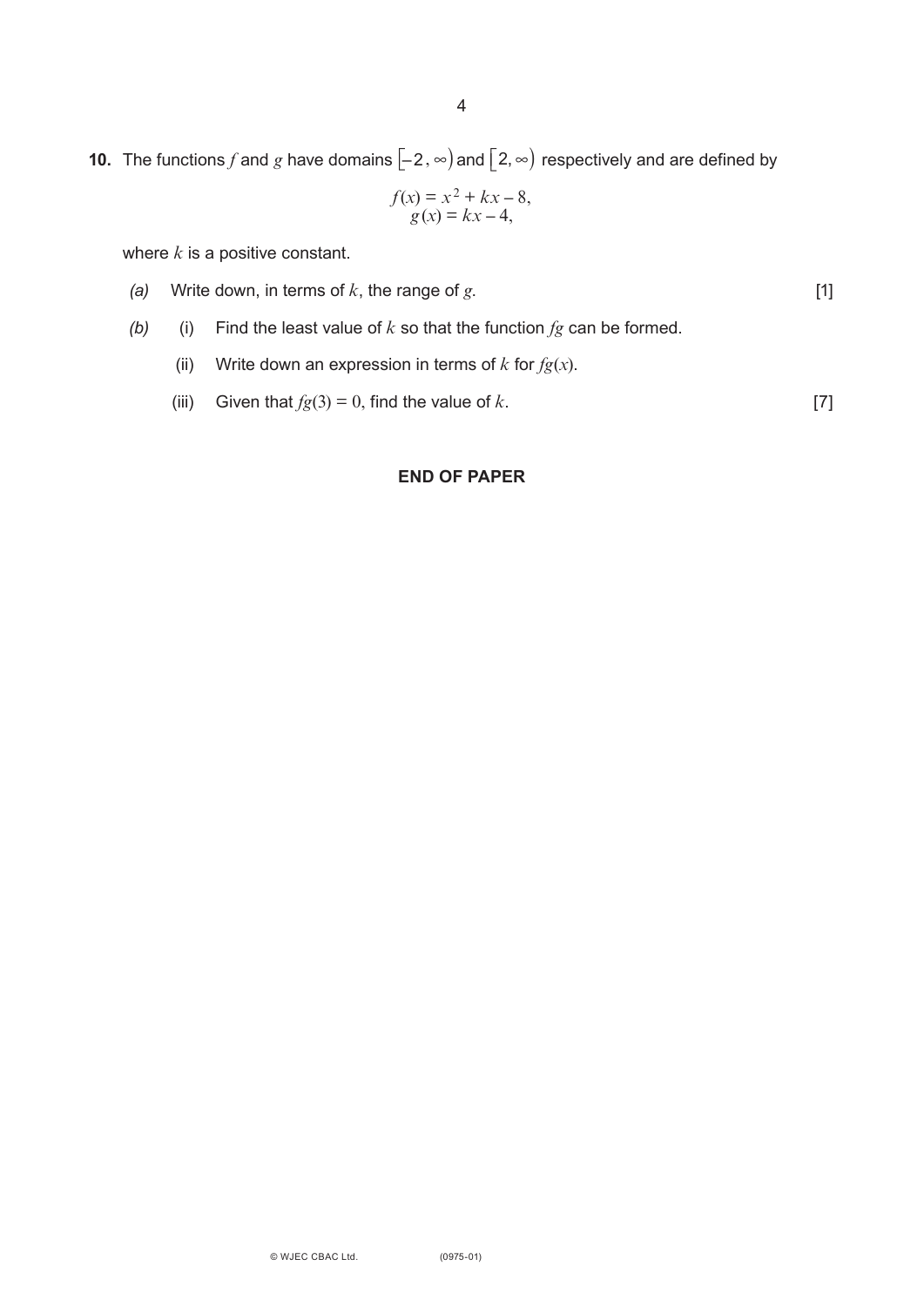**10.** The functions $f$ and $g$ have domains $[-2, \infty)$ and $[2, \infty)$ respectively and are defined by

$$f(x) = x^2 + kx - 8,$$
$$g(x) = kx - 4,$$

where $k$ is a positive constant.

*(a)* Write down, in terms of $k$, the range of $g$. [1]

*(b)* (i) Find the least value of $k$ so that the function $fg$ can be formed.

(ii) Write down an expression in terms of $k$ for $fg(x)$.

(iii) Given that $fg(3) = 0$, find the value of $k$. [7]

**END OF PAPER**